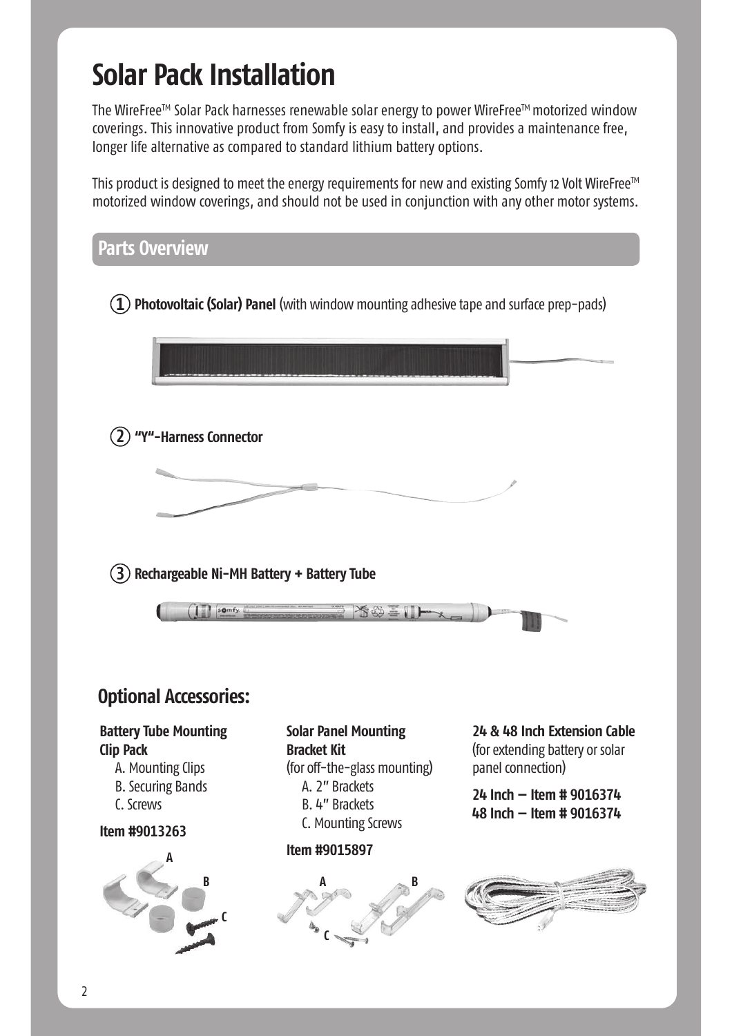# Solar Pack Installation

The WireFree™ Solar Pack harnesses renewable solar energy to power WireFree™ motorized window coverings. This innovative product from Somfy is easy to install, and provides a maintenance free, longer life alternative as compared to standard lithium battery options.

This product is designed to meet the energy requirements for new and existing Somfy 12 Volt WireFree™ motorized window coverings, and should not be used in conjunction with any other motor systems.

## Parts Overview

1. **Photovoltaic (Solar) Panel** (with window mounting adhesive tape and surface prep-pads)

2. **"Y"-Harness Connector**

3. **Rechargeable Ni-MH Battery + Battery Tube**

### Optional Accessories:

**Battery Tube Mounting Clip Pack**

- A. Mounting Clips
- B. Securing Bands
- C. Screws

**Item #9013263**

**Solar Panel Mounting Bracket Kit**
(for off-the-glass mounting)

- A. 2" Brackets
- B. 4" Brackets
- C. Mounting Screws

**Item #9015897**

**24 & 48 Inch Extension Cable**
(for extending battery or solar panel connection)

**24 Inch – Item # 9016374**
**48 Inch – Item # 9016374**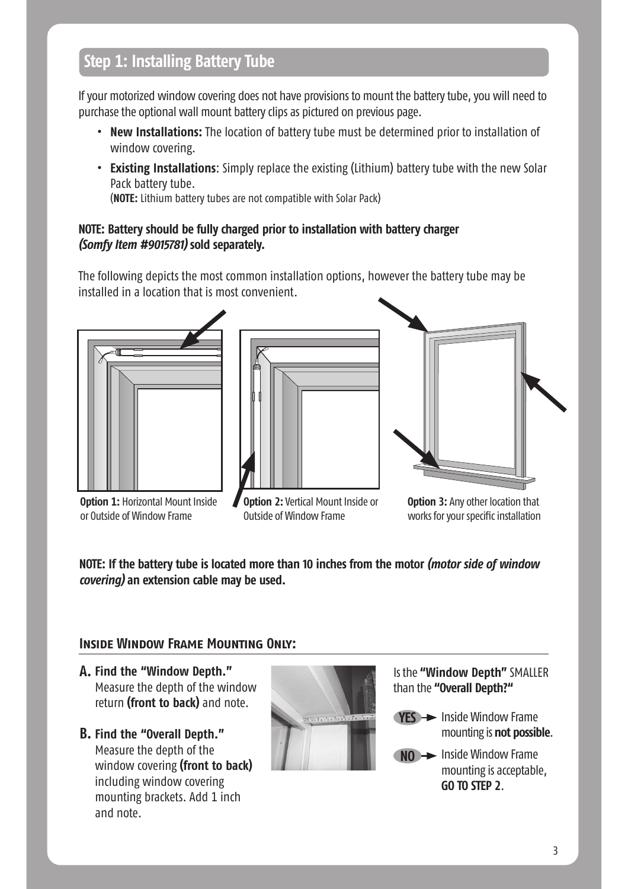## Step 1: Installing Battery Tube

If your motorized window covering does not have provisions to mount the battery tube, you will need to purchase the optional wall mount battery clips as pictured on previous page.

- **New Installations:** The location of battery tube must be determined prior to installation of window covering.
- **Existing Installations**: Simply replace the existing (Lithium) battery tube with the new Solar Pack battery tube.
  (**NOTE:** Lithium battery tubes are not compatible with Solar Pack)

**NOTE: Battery should be fully charged prior to installation with battery charger *(Somfy Item #9015781)* sold separately.**

The following depicts the most common installation options, however the battery tube may be installed in a location that is most convenient.

**Option 1:** Horizontal Mount Inside or Outside of Window Frame

**Option 2:** Vertical Mount Inside or Outside of Window Frame

**Option 3:** Any other location that works for your specific installation

**NOTE: If the battery tube is located more than 10 inches from the motor *(motor side of window covering)* an extension cable may be used.**

### Inside Window Frame Mounting Only:

**A. Find the "Window Depth."** Measure the depth of the window return **(front to back)** and note.

**B. Find the "Overall Depth."** Measure the depth of the window covering **(front to back)** including window covering mounting brackets. Add 1 inch and note.

Is the **"Window Depth"** SMALLER than the **"Overall Depth?"**

**YES** → Inside Window Frame mounting is **not possible**.

**NO** → Inside Window Frame mounting is acceptable, **GO TO STEP 2**.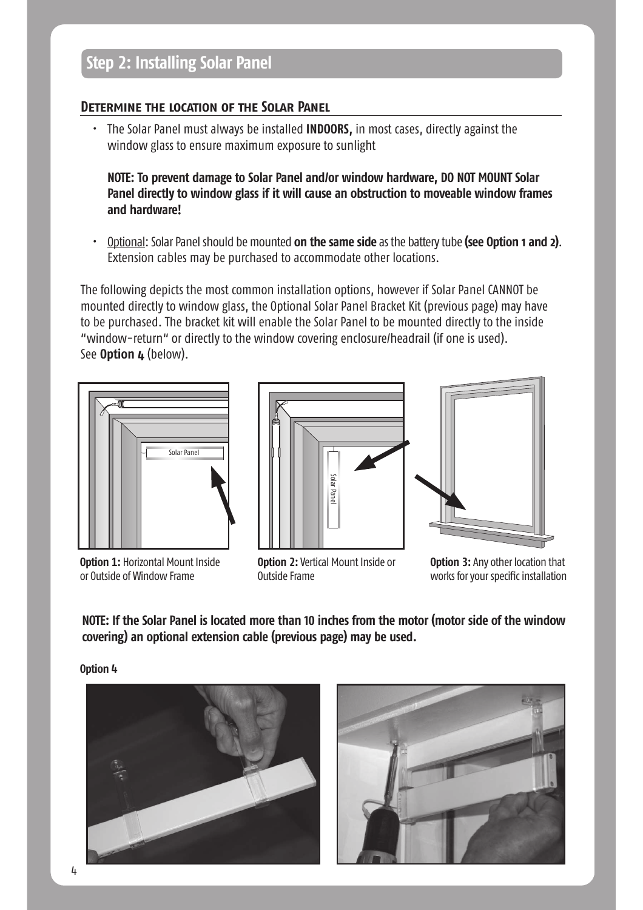## Step 2: Installing Solar Panel

### Determine the location of the Solar Panel

- The Solar Panel must always be installed **INDOORS,** in most cases, directly against the window glass to ensure maximum exposure to sunlight

  **NOTE: To prevent damage to Solar Panel and/or window hardware, DO NOT MOUNT Solar Panel directly to window glass if it will cause an obstruction to moveable window frames and hardware!**

- Optional: Solar Panel should be mounted **on the same side** as the battery tube **(see Option 1 and 2)**. Extension cables may be purchased to accommodate other locations.

The following depicts the most common installation options, however if Solar Panel CANNOT be mounted directly to window glass, the Optional Solar Panel Bracket Kit (previous page) may have to be purchased. The bracket kit will enable the Solar Panel to be mounted directly to the inside "window-return" or directly to the window covering enclosure/headrail (if one is used). See **Option 4** (below).

Solar Panel

**Option 1:** Horizontal Mount Inside or Outside of Window Frame

Solar Panel

**Option 2:** Vertical Mount Inside or Outside Frame

**Option 3:** Any other location that works for your specific installation

**NOTE: If the Solar Panel is located more than 10 inches from the motor (motor side of the window covering) an optional extension cable (previous page) may be used.**

**Option 4**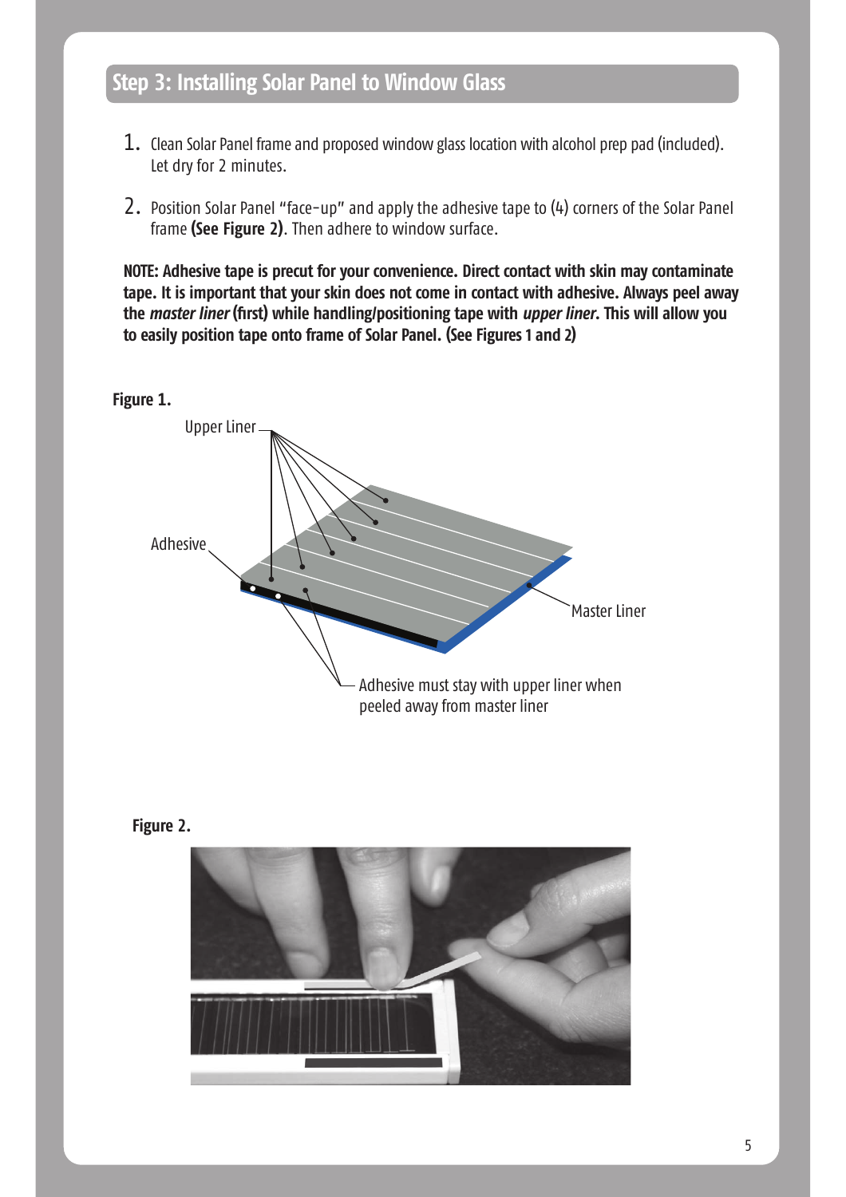## Step 3: Installing Solar Panel to Window Glass

1. Clean Solar Panel frame and proposed window glass location with alcohol prep pad (included). Let dry for 2 minutes.

2. Position Solar Panel "face-up" and apply the adhesive tape to (4) corners of the Solar Panel frame **(See Figure 2)**. Then adhere to window surface.

**NOTE: Adhesive tape is precut for your convenience. Direct contact with skin may contaminate tape. It is important that your skin does not come in contact with adhesive. Always peel away the *master liner* (first) while handling/positioning tape with *upper liner*. This will allow you to easily position tape onto frame of Solar Panel. (See Figures 1 and 2)**

**Figure 1.**

Upper Liner

Adhesive

Master Liner

Adhesive must stay with upper liner when peeled away from master liner

**Figure 2.**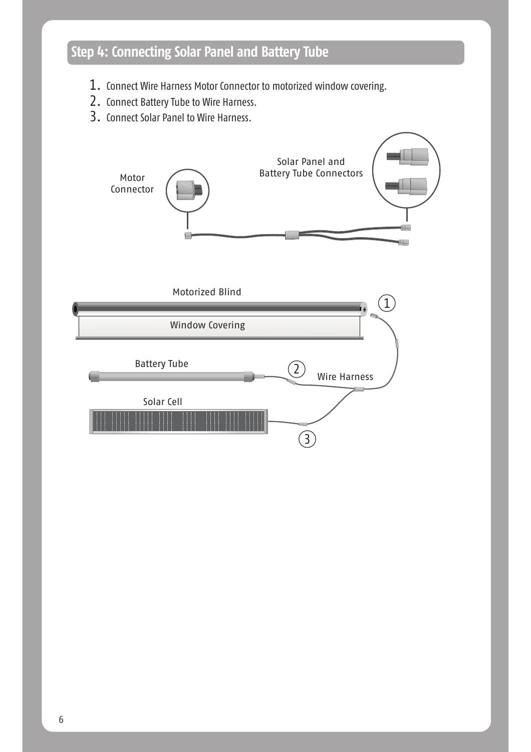## Step 4: Connecting Solar Panel and Battery Tube

1. Connect Wire Harness Motor Connector to motorized window covering.
2. Connect Battery Tube to Wire Harness.
3. Connect Solar Panel to Wire Harness.

Motor Connector

Solar Panel and Battery Tube Connectors

Motorized Blind

Window Covering

Battery Tube

Wire Harness

Solar Cell

1

2

3